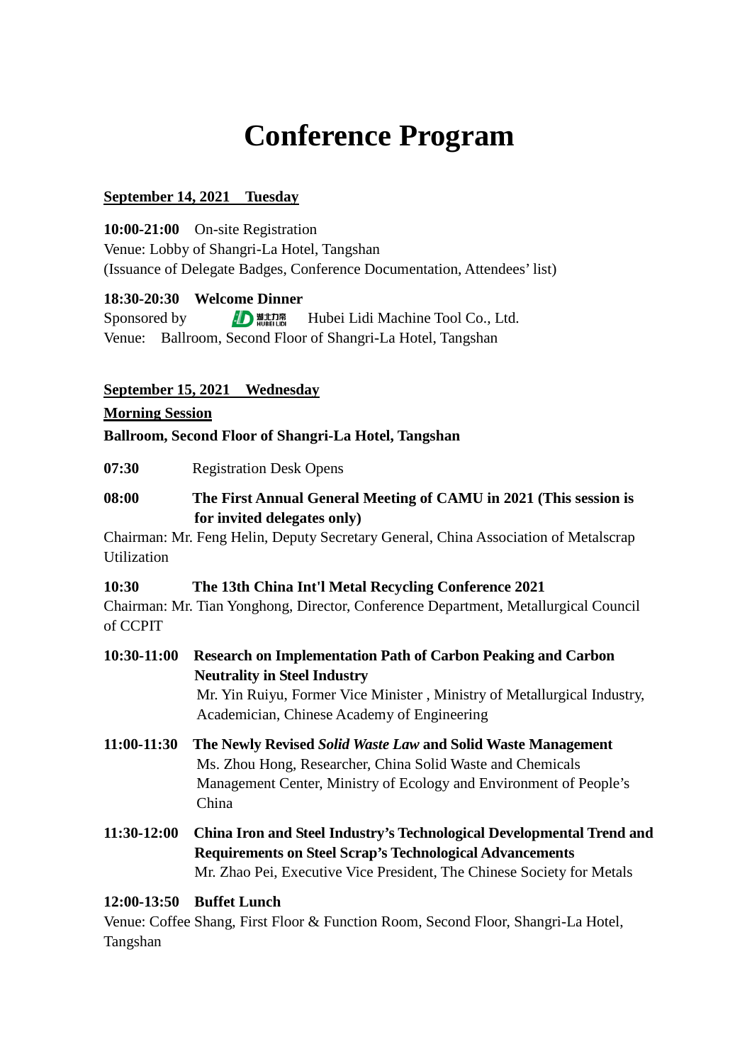# Conference Program

**<u>September 14, 2021 Tuesday</u>**

**10:00-21:00** On-site Registration
Venue: Lobby of Shangri-La Hotel, Tangshan
(Issuance of Delegate Badges, Conference Documentation, Attendees' list)

**18:30-20:30 Welcome Dinner**
Sponsored by 湖北力帝 HUBEI LIDI Hubei Lidi Machine Tool Co., Ltd.
Venue: Ballroom, Second Floor of Shangri-La Hotel, Tangshan

**<u>September 15, 2021 Wednesday</u>**

**<u>Morning Session</u>**

**Ballroom, Second Floor of Shangri-La Hotel, Tangshan**

**07:30** Registration Desk Opens

**08:00** **The First Annual General Meeting of CAMU in 2021 (This session is for invited delegates only)**
Chairman: Mr. Feng Helin, Deputy Secretary General, China Association of Metalscrap Utilization

**10:30** **The 13th China Int'l Metal Recycling Conference 2021**
Chairman: Mr. Tian Yonghong, Director, Conference Department, Metallurgical Council of CCPIT

**10:30-11:00** **Research on Implementation Path of Carbon Peaking and Carbon Neutrality in Steel Industry**
Mr. Yin Ruiyu, Former Vice Minister , Ministry of Metallurgical Industry, Academician, Chinese Academy of Engineering

**11:00-11:30** **The Newly Revised *Solid Waste Law* and Solid Waste Management**
Ms. Zhou Hong, Researcher, China Solid Waste and Chemicals Management Center, Ministry of Ecology and Environment of People's China

**11:30-12:00** **China Iron and Steel Industry's Technological Developmental Trend and Requirements on Steel Scrap's Technological Advancements**
Mr. Zhao Pei, Executive Vice President, The Chinese Society for Metals

**12:00-13:50 Buffet Lunch**
Venue: Coffee Shang, First Floor & Function Room, Second Floor, Shangri-La Hotel, Tangshan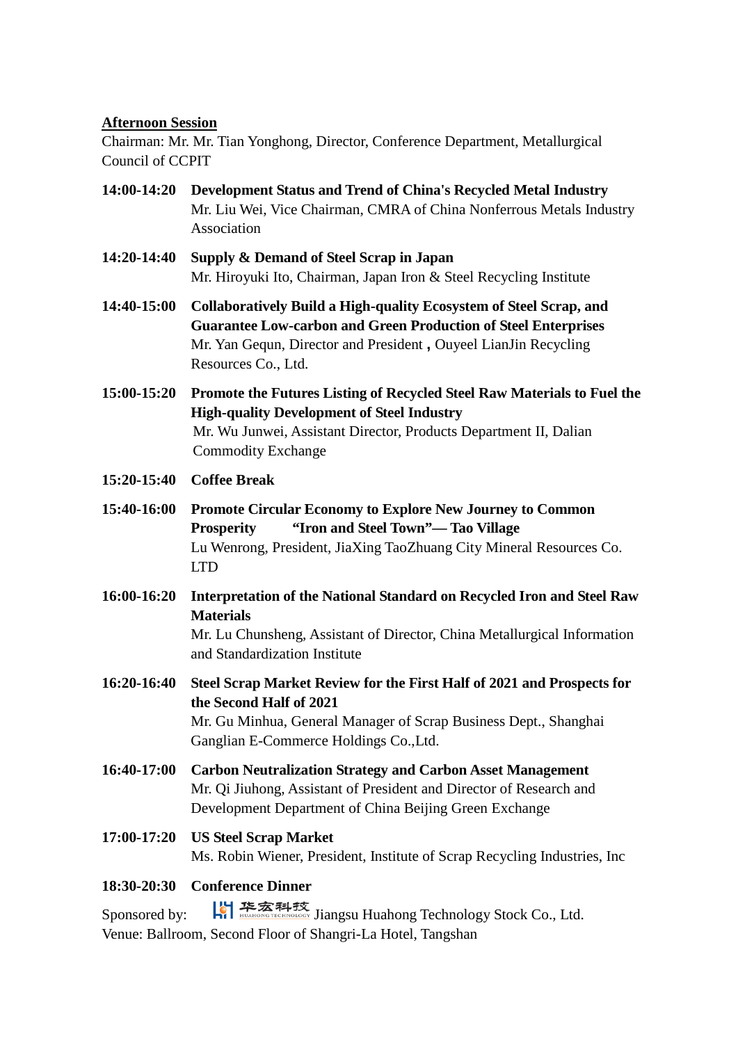**Afternoon Session**

Chairman: Mr. Mr. Tian Yonghong, Director, Conference Department, Metallurgical Council of CCPIT

**14:00-14:20 Development Status and Trend of China's Recycled Metal Industry**
Mr. Liu Wei, Vice Chairman, CMRA of China Nonferrous Metals Industry Association

**14:20-14:40 Supply & Demand of Steel Scrap in Japan**
Mr. Hiroyuki Ito, Chairman, Japan Iron & Steel Recycling Institute

**14:40-15:00 Collaboratively Build a High-quality Ecosystem of Steel Scrap, and Guarantee Low-carbon and Green Production of Steel Enterprises**
Mr. Yan Gequn, Director and President**,** Ouyeel LianJin Recycling Resources Co., Ltd.

**15:00-15:20 Promote the Futures Listing of Recycled Steel Raw Materials to Fuel the High-quality Development of Steel Industry**
Mr. Wu Junwei, Assistant Director, Products Department II, Dalian Commodity Exchange

**15:20-15:40 Coffee Break**

**15:40-16:00 Promote Circular Economy to Explore New Journey to Common Prosperity "Iron and Steel Town"— Tao Village**
Lu Wenrong, President, JiaXing TaoZhuang City Mineral Resources Co. LTD

**16:00-16:20 Interpretation of the National Standard on Recycled Iron and Steel Raw Materials**
Mr. Lu Chunsheng, Assistant of Director, China Metallurgical Information and Standardization Institute

**16:20-16:40 Steel Scrap Market Review for the First Half of 2021 and Prospects for the Second Half of 2021**
Mr. Gu Minhua, General Manager of Scrap Business Dept., Shanghai Ganglian E-Commerce Holdings Co.,Ltd.

**16:40-17:00 Carbon Neutralization Strategy and Carbon Asset Management**
Mr. Qi Jiuhong, Assistant of President and Director of Research and Development Department of China Beijing Green Exchange

**17:00-17:20 US Steel Scrap Market**
Ms. Robin Wiener, President, Institute of Scrap Recycling Industries, Inc

**18:30-20:30 Conference Dinner**

Sponsored by: 华宏科技 HUAHONG TECHNOLOGY Jiangsu Huahong Technology Stock Co., Ltd.
Venue: Ballroom, Second Floor of Shangri-La Hotel, Tangshan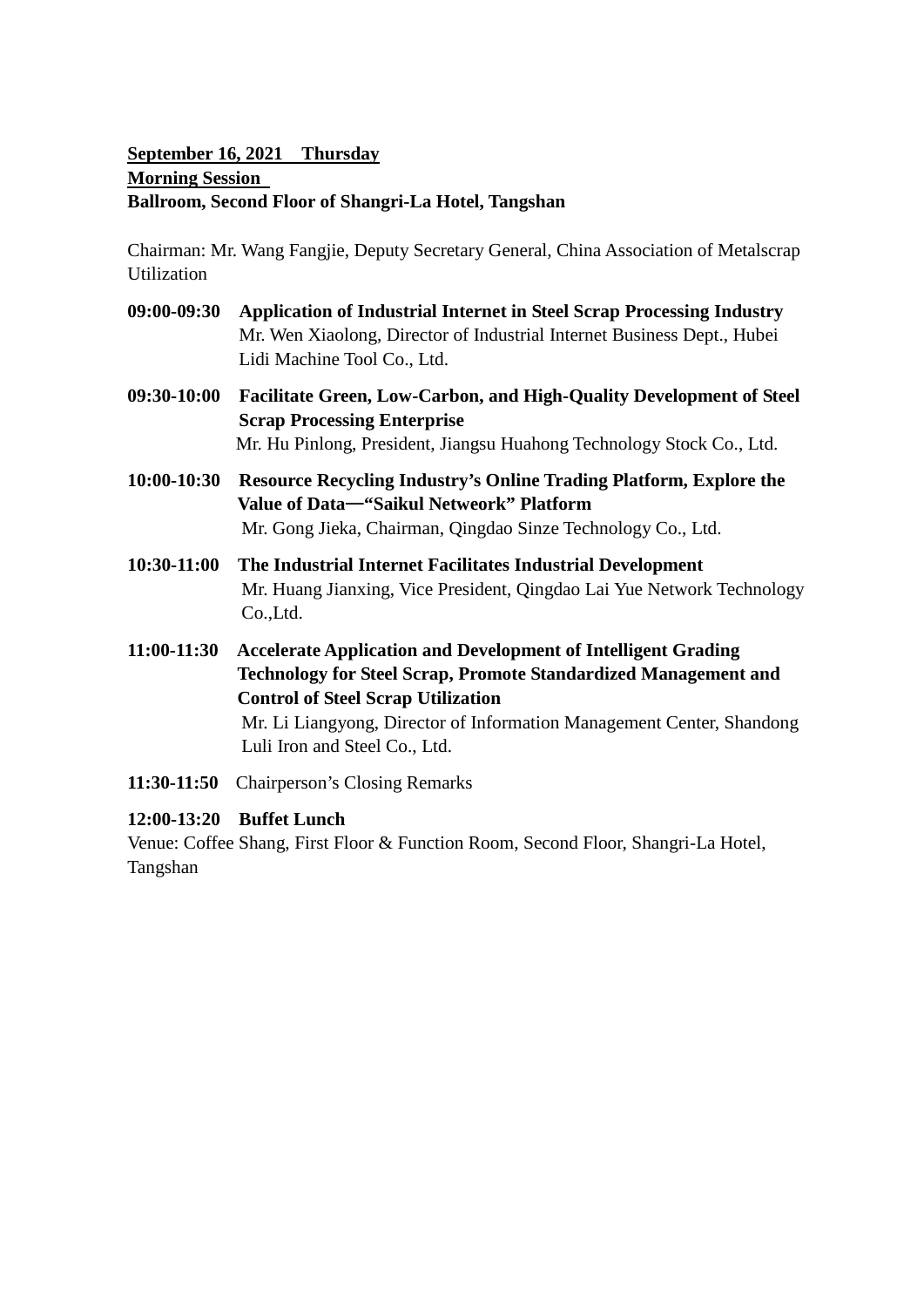**<u>September 16, 2021 Thursday</u>**
**<u>Morning Session</u>**
**Ballroom, Second Floor of Shangri-La Hotel, Tangshan**

Chairman: Mr. Wang Fangjie, Deputy Secretary General, China Association of Metalscrap Utilization

**09:00-09:30 Application of Industrial Internet in Steel Scrap Processing Industry**
Mr. Wen Xiaolong, Director of Industrial Internet Business Dept., Hubei Lidi Machine Tool Co., Ltd.

**09:30-10:00 Facilitate Green, Low-Carbon, and High-Quality Development of Steel Scrap Processing Enterprise**
Mr. Hu Pinlong, President, Jiangsu Huahong Technology Stock Co., Ltd.

**10:00-10:30 Resource Recycling Industry's Online Trading Platform, Explore the Value of Data—"Saikul Netweork" Platform**
Mr. Gong Jieka, Chairman, Qingdao Sinze Technology Co., Ltd.

**10:30-11:00 The Industrial Internet Facilitates Industrial Development**
Mr. Huang Jianxing, Vice President, Qingdao Lai Yue Network Technology Co.,Ltd.

**11:00-11:30 Accelerate Application and Development of Intelligent Grading Technology for Steel Scrap, Promote Standardized Management and Control of Steel Scrap Utilization**
Mr. Li Liangyong, Director of Information Management Center, Shandong Luli Iron and Steel Co., Ltd.

**11:30-11:50** Chairperson's Closing Remarks

**12:00-13:20 Buffet Lunch**
Venue: Coffee Shang, First Floor & Function Room, Second Floor, Shangri-La Hotel, Tangshan